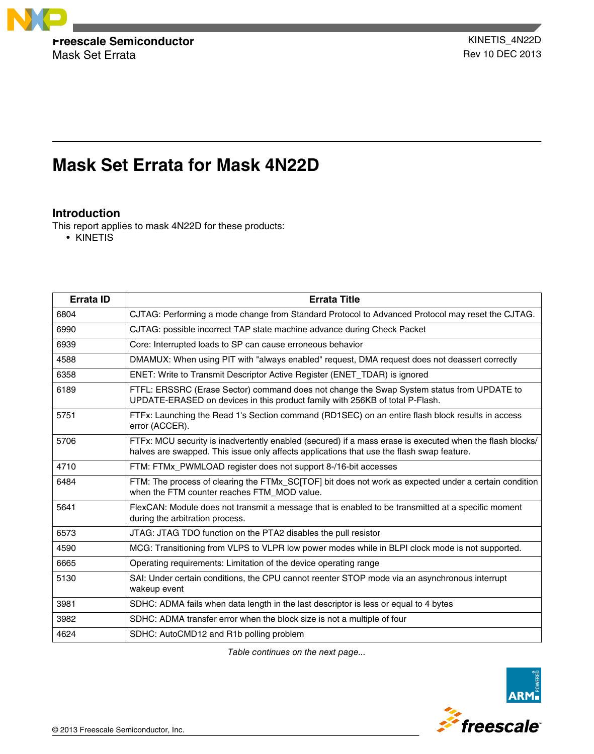Freescale Semiconductor
Mask Set Errata

KINETIS_4N22D
Rev 10 DEC 2013

# Mask Set Errata for Mask 4N22D

## Introduction

This report applies to mask 4N22D for these products:

- KINETIS

| Errata ID | Errata Title |
|---|---|
| 6804 | CJTAG: Performing a mode change from Standard Protocol to Advanced Protocol may reset the CJTAG. |
| 6990 | CJTAG: possible incorrect TAP state machine advance during Check Packet |
| 6939 | Core: Interrupted loads to SP can cause erroneous behavior |
| 4588 | DMAMUX: When using PIT with "always enabled" request, DMA request does not deassert correctly |
| 6358 | ENET: Write to Transmit Descriptor Active Register (ENET_TDAR) is ignored |
| 6189 | FTFL: ERSSRC (Erase Sector) command does not change the Swap System status from UPDATE to UPDATE-ERASED on devices in this product family with 256KB of total P-Flash. |
| 5751 | FTFx: Launching the Read 1's Section command (RD1SEC) on an entire flash block results in access error (ACCER). |
| 5706 | FTFx: MCU security is inadvertently enabled (secured) if a mass erase is executed when the flash blocks/halves are swapped. This issue only affects applications that use the flash swap feature. |
| 4710 | FTM: FTMx_PWMLOAD register does not support 8-/16-bit accesses |
| 6484 | FTM: The process of clearing the FTMx_SC[TOF] bit does not work as expected under a certain condition when the FTM counter reaches FTM_MOD value. |
| 5641 | FlexCAN: Module does not transmit a message that is enabled to be transmitted at a specific moment during the arbitration process. |
| 6573 | JTAG: JTAG TDO function on the PTA2 disables the pull resistor |
| 4590 | MCG: Transitioning from VLPS to VLPR low power modes while in BLPI clock mode is not supported. |
| 6665 | Operating requirements: Limitation of the device operating range |
| 5130 | SAI: Under certain conditions, the CPU cannot reenter STOP mode via an asynchronous interrupt wakeup event |
| 3981 | SDHC: ADMA fails when data length in the last descriptor is less or equal to 4 bytes |
| 3982 | SDHC: ADMA transfer error when the block size is not a multiple of four |
| 4624 | SDHC: AutoCMD12 and R1b polling problem |

*Table continues on the next page...*

© 2013 Freescale Semiconductor, Inc.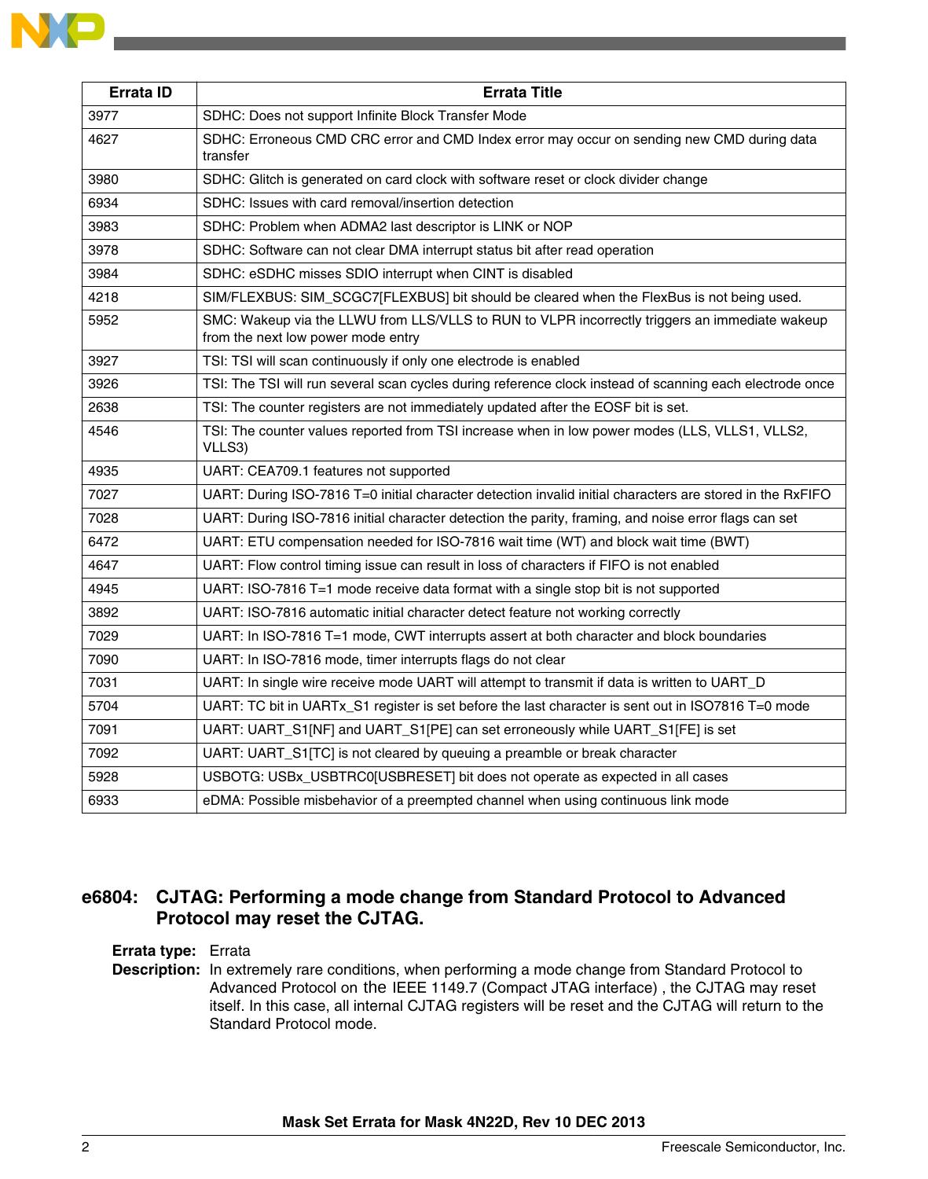| Errata ID | Errata Title |
| --- | --- |
| 3977 | SDHC: Does not support Infinite Block Transfer Mode |
| 4627 | SDHC: Erroneous CMD CRC error and CMD Index error may occur on sending new CMD during data transfer |
| 3980 | SDHC: Glitch is generated on card clock with software reset or clock divider change |
| 6934 | SDHC: Issues with card removal/insertion detection |
| 3983 | SDHC: Problem when ADMA2 last descriptor is LINK or NOP |
| 3978 | SDHC: Software can not clear DMA interrupt status bit after read operation |
| 3984 | SDHC: eSDHC misses SDIO interrupt when CINT is disabled |
| 4218 | SIM/FLEXBUS: SIM_SCGC7[FLEXBUS] bit should be cleared when the FlexBus is not being used. |
| 5952 | SMC: Wakeup via the LLWU from LLS/VLLS to RUN to VLPR incorrectly triggers an immediate wakeup from the next low power mode entry |
| 3927 | TSI: TSI will scan continuously if only one electrode is enabled |
| 3926 | TSI: The TSI will run several scan cycles during reference clock instead of scanning each electrode once |
| 2638 | TSI: The counter registers are not immediately updated after the EOSF bit is set. |
| 4546 | TSI: The counter values reported from TSI increase when in low power modes (LLS, VLLS1, VLLS2, VLLS3) |
| 4935 | UART: CEA709.1 features not supported |
| 7027 | UART: During ISO-7816 T=0 initial character detection invalid initial characters are stored in the RxFIFO |
| 7028 | UART: During ISO-7816 initial character detection the parity, framing, and noise error flags can set |
| 6472 | UART: ETU compensation needed for ISO-7816 wait time (WT) and block wait time (BWT) |
| 4647 | UART: Flow control timing issue can result in loss of characters if FIFO is not enabled |
| 4945 | UART: ISO-7816 T=1 mode receive data format with a single stop bit is not supported |
| 3892 | UART: ISO-7816 automatic initial character detect feature not working correctly |
| 7029 | UART: In ISO-7816 T=1 mode, CWT interrupts assert at both character and block boundaries |
| 7090 | UART: In ISO-7816 mode, timer interrupts flags do not clear |
| 7031 | UART: In single wire receive mode UART will attempt to transmit if data is written to UART_D |
| 5704 | UART: TC bit in UARTx_S1 register is set before the last character is sent out in ISO7816 T=0 mode |
| 7091 | UART: UART_S1[NF] and UART_S1[PE] can set erroneously while UART_S1[FE] is set |
| 7092 | UART: UART_S1[TC] is not cleared by queuing a preamble or break character |
| 5928 | USBOTG: USBx_USBTRC0[USBRESET] bit does not operate as expected in all cases |
| 6933 | eDMA: Possible misbehavior of a preempted channel when using continuous link mode |

## e6804: CJTAG: Performing a mode change from Standard Protocol to Advanced Protocol may reset the CJTAG.

**Errata type:** Errata

**Description:** In extremely rare conditions, when performing a mode change from Standard Protocol to Advanced Protocol on the IEEE 1149.7 (Compact JTAG interface) , the CJTAG may reset itself. In this case, all internal CJTAG registers will be reset and the CJTAG will return to the Standard Protocol mode.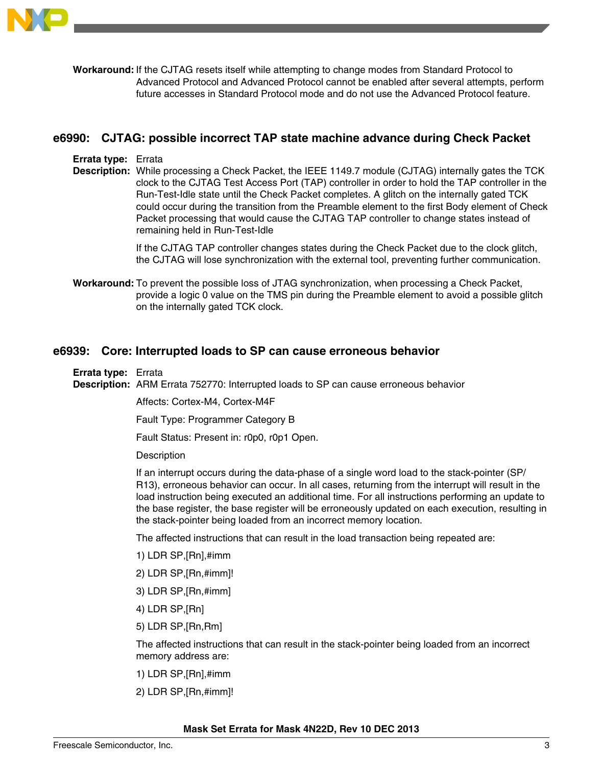**Workaround:** If the CJTAG resets itself while attempting to change modes from Standard Protocol to Advanced Protocol and Advanced Protocol cannot be enabled after several attempts, perform future accesses in Standard Protocol mode and do not use the Advanced Protocol feature.

## e6990: CJTAG: possible incorrect TAP state machine advance during Check Packet

**Errata type:** Errata

**Description:** While processing a Check Packet, the IEEE 1149.7 module (CJTAG) internally gates the TCK clock to the CJTAG Test Access Port (TAP) controller in order to hold the TAP controller in the Run-Test-Idle state until the Check Packet completes. A glitch on the internally gated TCK could occur during the transition from the Preamble element to the first Body element of Check Packet processing that would cause the CJTAG TAP controller to change states instead of remaining held in Run-Test-Idle

If the CJTAG TAP controller changes states during the Check Packet due to the clock glitch, the CJTAG will lose synchronization with the external tool, preventing further communication.

**Workaround:** To prevent the possible loss of JTAG synchronization, when processing a Check Packet, provide a logic 0 value on the TMS pin during the Preamble element to avoid a possible glitch on the internally gated TCK clock.

## e6939: Core: Interrupted loads to SP can cause erroneous behavior

**Errata type:** Errata

**Description:** ARM Errata 752770: Interrupted loads to SP can cause erroneous behavior

Affects: Cortex-M4, Cortex-M4F

Fault Type: Programmer Category B

Fault Status: Present in: r0p0, r0p1 Open.

Description

If an interrupt occurs during the data-phase of a single word load to the stack-pointer (SP/R13), erroneous behavior can occur. In all cases, returning from the interrupt will result in the load instruction being executed an additional time. For all instructions performing an update to the base register, the base register will be erroneously updated on each execution, resulting in the stack-pointer being loaded from an incorrect memory location.

The affected instructions that can result in the load transaction being repeated are:

1) LDR SP,[Rn],#imm

2) LDR SP,[Rn,#imm]!

3) LDR SP,[Rn,#imm]

4) LDR SP,[Rn]

5) LDR SP,[Rn,Rm]

The affected instructions that can result in the stack-pointer being loaded from an incorrect memory address are:

1) LDR SP,[Rn],#imm

2) LDR SP,[Rn,#imm]!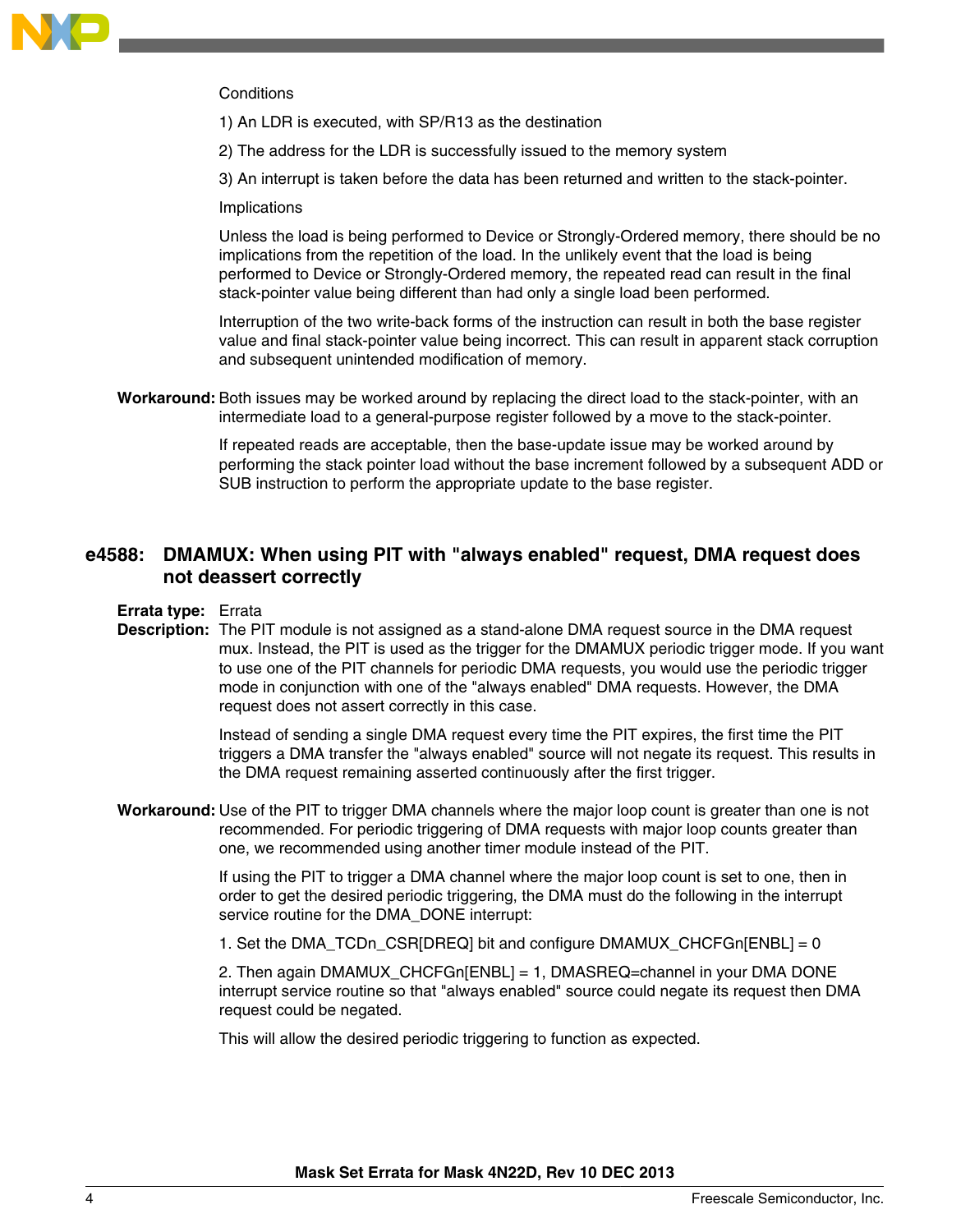Conditions

1) An LDR is executed, with SP/R13 as the destination

2) The address for the LDR is successfully issued to the memory system

3) An interrupt is taken before the data has been returned and written to the stack-pointer.

Implications

Unless the load is being performed to Device or Strongly-Ordered memory, there should be no implications from the repetition of the load. In the unlikely event that the load is being performed to Device or Strongly-Ordered memory, the repeated read can result in the final stack-pointer value being different than had only a single load been performed.

Interruption of the two write-back forms of the instruction can result in both the base register value and final stack-pointer value being incorrect. This can result in apparent stack corruption and subsequent unintended modification of memory.

**Workaround:** Both issues may be worked around by replacing the direct load to the stack-pointer, with an intermediate load to a general-purpose register followed by a move to the stack-pointer.

If repeated reads are acceptable, then the base-update issue may be worked around by performing the stack pointer load without the base increment followed by a subsequent ADD or SUB instruction to perform the appropriate update to the base register.

## e4588: DMAMUX: When using PIT with "always enabled" request, DMA request does not deassert correctly

**Errata type:** Errata

**Description:** The PIT module is not assigned as a stand-alone DMA request source in the DMA request mux. Instead, the PIT is used as the trigger for the DMAMUX periodic trigger mode. If you want to use one of the PIT channels for periodic DMA requests, you would use the periodic trigger mode in conjunction with one of the "always enabled" DMA requests. However, the DMA request does not assert correctly in this case.

Instead of sending a single DMA request every time the PIT expires, the first time the PIT triggers a DMA transfer the "always enabled" source will not negate its request. This results in the DMA request remaining asserted continuously after the first trigger.

**Workaround:** Use of the PIT to trigger DMA channels where the major loop count is greater than one is not recommended. For periodic triggering of DMA requests with major loop counts greater than one, we recommended using another timer module instead of the PIT.

If using the PIT to trigger a DMA channel where the major loop count is set to one, then in order to get the desired periodic triggering, the DMA must do the following in the interrupt service routine for the DMA_DONE interrupt:

1. Set the DMA_TCDn_CSR[DREQ] bit and configure DMAMUX_CHCFGn[ENBL] = 0

2. Then again DMAMUX_CHCFGn[ENBL] = 1, DMASREQ=channel in your DMA DONE interrupt service routine so that "always enabled" source could negate its request then DMA request could be negated.

This will allow the desired periodic triggering to function as expected.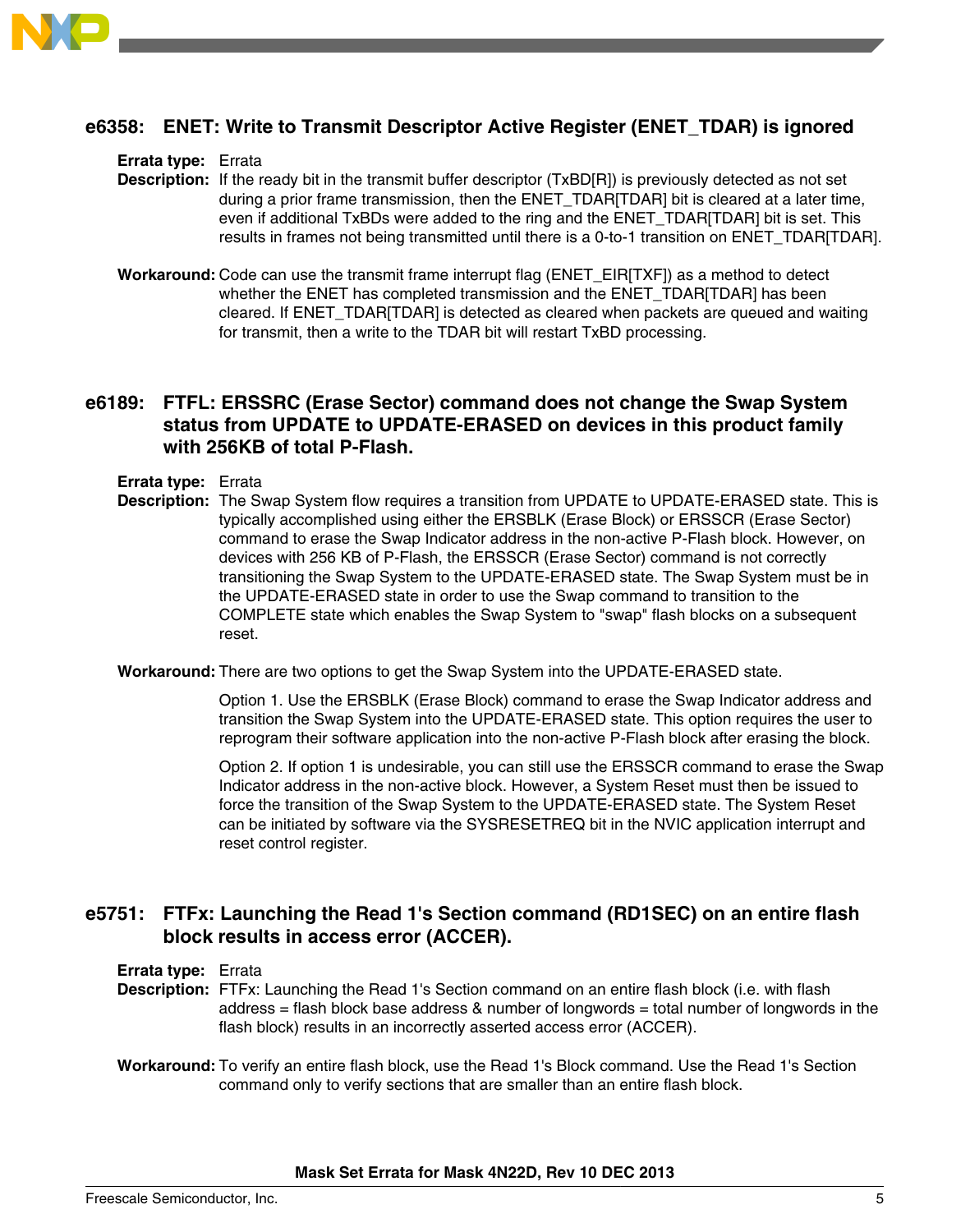### e6358: ENET: Write to Transmit Descriptor Active Register (ENET_TDAR) is ignored

**Errata type:** Errata

**Description:** If the ready bit in the transmit buffer descriptor (TxBD[R]) is previously detected as not set during a prior frame transmission, then the ENET_TDAR[TDAR] bit is cleared at a later time, even if additional TxBDs were added to the ring and the ENET_TDAR[TDAR] bit is set. This results in frames not being transmitted until there is a 0-to-1 transition on ENET_TDAR[TDAR].

**Workaround:** Code can use the transmit frame interrupt flag (ENET_EIR[TXF]) as a method to detect whether the ENET has completed transmission and the ENET_TDAR[TDAR] has been cleared. If ENET_TDAR[TDAR] is detected as cleared when packets are queued and waiting for transmit, then a write to the TDAR bit will restart TxBD processing.

### e6189: FTFL: ERSSRC (Erase Sector) command does not change the Swap System status from UPDATE to UPDATE-ERASED on devices in this product family with 256KB of total P-Flash.

**Errata type:** Errata

**Description:** The Swap System flow requires a transition from UPDATE to UPDATE-ERASED state. This is typically accomplished using either the ERSBLK (Erase Block) or ERSSCR (Erase Sector) command to erase the Swap Indicator address in the non-active P-Flash block. However, on devices with 256 KB of P-Flash, the ERSSCR (Erase Sector) command is not correctly transitioning the Swap System to the UPDATE-ERASED state. The Swap System must be in the UPDATE-ERASED state in order to use the Swap command to transition to the COMPLETE state which enables the Swap System to "swap" flash blocks on a subsequent reset.

**Workaround:** There are two options to get the Swap System into the UPDATE-ERASED state.

Option 1. Use the ERSBLK (Erase Block) command to erase the Swap Indicator address and transition the Swap System into the UPDATE-ERASED state. This option requires the user to reprogram their software application into the non-active P-Flash block after erasing the block.

Option 2. If option 1 is undesirable, you can still use the ERSSCR command to erase the Swap Indicator address in the non-active block. However, a System Reset must then be issued to force the transition of the Swap System to the UPDATE-ERASED state. The System Reset can be initiated by software via the SYSRESETREQ bit in the NVIC application interrupt and reset control register.

### e5751: FTFx: Launching the Read 1's Section command (RD1SEC) on an entire flash block results in access error (ACCER).

**Errata type:** Errata

**Description:** FTFx: Launching the Read 1's Section command on an entire flash block (i.e. with flash address = flash block base address & number of longwords = total number of longwords in the flash block) results in an incorrectly asserted access error (ACCER).

**Workaround:** To verify an entire flash block, use the Read 1's Block command. Use the Read 1's Section command only to verify sections that are smaller than an entire flash block.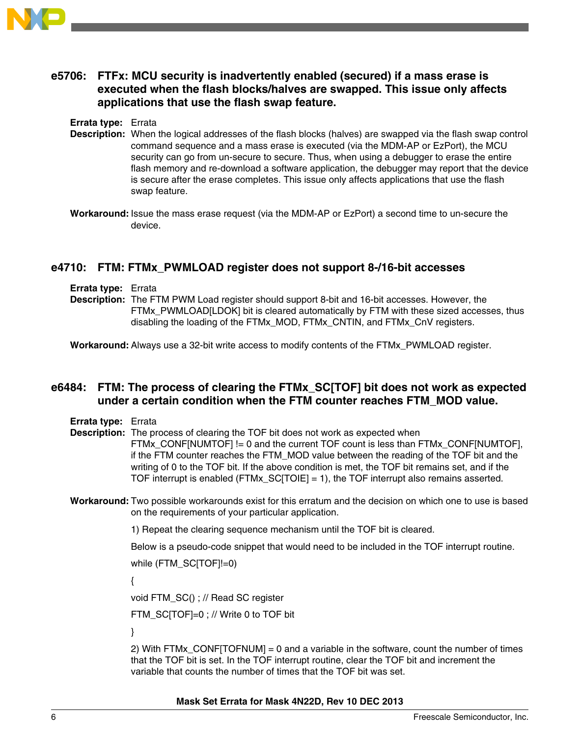## e5706: FTFx: MCU security is inadvertently enabled (secured) if a mass erase is executed when the flash blocks/halves are swapped. This issue only affects applications that use the flash swap feature.

**Errata type:** Errata

**Description:** When the logical addresses of the flash blocks (halves) are swapped via the flash swap control command sequence and a mass erase is executed (via the MDM-AP or EzPort), the MCU security can go from un-secure to secure. Thus, when using a debugger to erase the entire flash memory and re-download a software application, the debugger may report that the device is secure after the erase completes. This issue only affects applications that use the flash swap feature.

**Workaround:** Issue the mass erase request (via the MDM-AP or EzPort) a second time to un-secure the device.

## e4710: FTM: FTMx_PWMLOAD register does not support 8-/16-bit accesses

**Errata type:** Errata

**Description:** The FTM PWM Load register should support 8-bit and 16-bit accesses. However, the FTMx_PWMLOAD[LDOK] bit is cleared automatically by FTM with these sized accesses, thus disabling the loading of the FTMx_MOD, FTMx_CNTIN, and FTMx_CnV registers.

**Workaround:** Always use a 32-bit write access to modify contents of the FTMx_PWMLOAD register.

## e6484: FTM: The process of clearing the FTMx_SC[TOF] bit does not work as expected under a certain condition when the FTM counter reaches FTM_MOD value.

**Errata type:** Errata

**Description:** The process of clearing the TOF bit does not work as expected when FTMx_CONF[NUMTOF] != 0 and the current TOF count is less than FTMx_CONF[NUMTOF], if the FTM counter reaches the FTM_MOD value between the reading of the TOF bit and the writing of 0 to the TOF bit. If the above condition is met, the TOF bit remains set, and if the TOF interrupt is enabled (FTMx_SC[TOIE] = 1), the TOF interrupt also remains asserted.

**Workaround:** Two possible workarounds exist for this erratum and the decision on which one to use is based on the requirements of your particular application.

1) Repeat the clearing sequence mechanism until the TOF bit is cleared.

Below is a pseudo-code snippet that would need to be included in the TOF interrupt routine.

```
while (FTM_SC[TOF]!=0)

{

void FTM_SC() ; // Read SC register

FTM_SC[TOF]=0 ; // Write 0 to TOF bit

}
```

2) With FTMx_CONF[TOFNUM] = 0 and a variable in the software, count the number of times that the TOF bit is set. In the TOF interrupt routine, clear the TOF bit and increment the variable that counts the number of times that the TOF bit was set.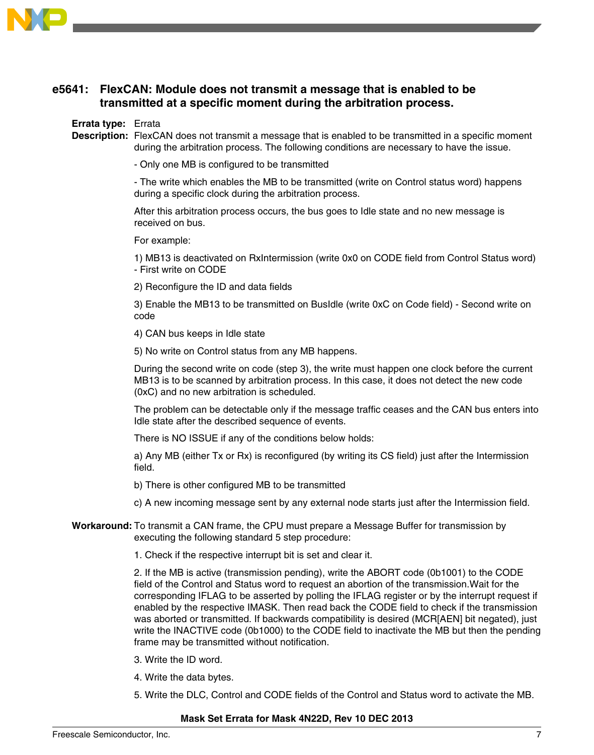## e5641: FlexCAN: Module does not transmit a message that is enabled to be transmitted at a specific moment during the arbitration process.

**Errata type:** Errata

**Description:** FlexCAN does not transmit a message that is enabled to be transmitted in a specific moment during the arbitration process. The following conditions are necessary to have the issue.

- Only one MB is configured to be transmitted

- The write which enables the MB to be transmitted (write on Control status word) happens during a specific clock during the arbitration process.

After this arbitration process occurs, the bus goes to Idle state and no new message is received on bus.

For example:

1) MB13 is deactivated on RxIntermission (write 0x0 on CODE field from Control Status word) - First write on CODE

2) Reconfigure the ID and data fields

3) Enable the MB13 to be transmitted on BusIdle (write 0xC on Code field) - Second write on code

4) CAN bus keeps in Idle state

5) No write on Control status from any MB happens.

During the second write on code (step 3), the write must happen one clock before the current MB13 is to be scanned by arbitration process. In this case, it does not detect the new code (0xC) and no new arbitration is scheduled.

The problem can be detectable only if the message traffic ceases and the CAN bus enters into Idle state after the described sequence of events.

There is NO ISSUE if any of the conditions below holds:

a) Any MB (either Tx or Rx) is reconfigured (by writing its CS field) just after the Intermission field.

b) There is other configured MB to be transmitted

c) A new incoming message sent by any external node starts just after the Intermission field.

**Workaround:** To transmit a CAN frame, the CPU must prepare a Message Buffer for transmission by executing the following standard 5 step procedure:

1. Check if the respective interrupt bit is set and clear it.

2. If the MB is active (transmission pending), write the ABORT code (0b1001) to the CODE field of the Control and Status word to request an abortion of the transmission.Wait for the corresponding IFLAG to be asserted by polling the IFLAG register or by the interrupt request if enabled by the respective IMASK. Then read back the CODE field to check if the transmission was aborted or transmitted. If backwards compatibility is desired (MCR[AEN] bit negated), just write the INACTIVE code (0b1000) to the CODE field to inactivate the MB but then the pending frame may be transmitted without notification.

3. Write the ID word.

4. Write the data bytes.

5. Write the DLC, Control and CODE fields of the Control and Status word to activate the MB.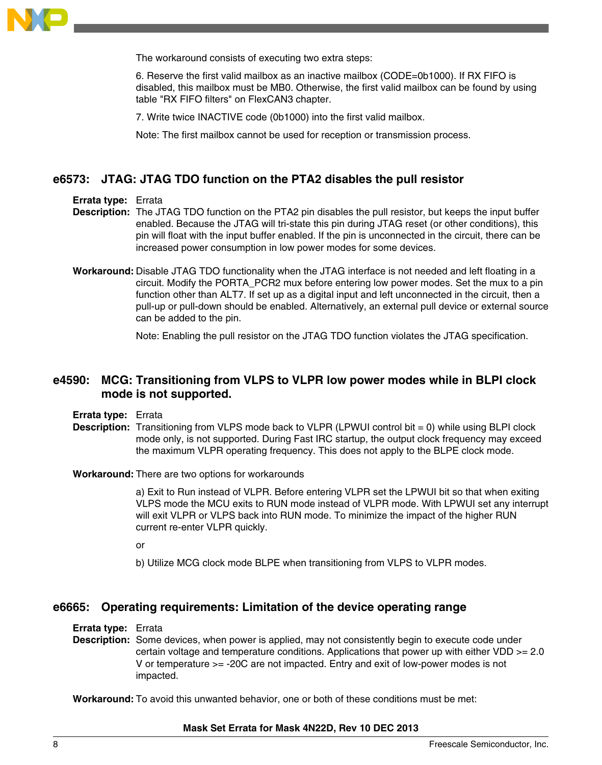The workaround consists of executing two extra steps:

6. Reserve the first valid mailbox as an inactive mailbox (CODE=0b1000). If RX FIFO is disabled, this mailbox must be MB0. Otherwise, the first valid mailbox can be found by using table "RX FIFO filters" on FlexCAN3 chapter.

7. Write twice INACTIVE code (0b1000) into the first valid mailbox.

Note: The first mailbox cannot be used for reception or transmission process.

## e6573: JTAG: JTAG TDO function on the PTA2 disables the pull resistor

**Errata type:** Errata

**Description:** The JTAG TDO function on the PTA2 pin disables the pull resistor, but keeps the input buffer enabled. Because the JTAG will tri-state this pin during JTAG reset (or other conditions), this pin will float with the input buffer enabled. If the pin is unconnected in the circuit, there can be increased power consumption in low power modes for some devices.

**Workaround:** Disable JTAG TDO functionality when the JTAG interface is not needed and left floating in a circuit. Modify the PORTA_PCR2 mux before entering low power modes. Set the mux to a pin function other than ALT7. If set up as a digital input and left unconnected in the circuit, then a pull-up or pull-down should be enabled. Alternatively, an external pull device or external source can be added to the pin.

Note: Enabling the pull resistor on the JTAG TDO function violates the JTAG specification.

## e4590: MCG: Transitioning from VLPS to VLPR low power modes while in BLPI clock mode is not supported.

**Errata type:** Errata

**Description:** Transitioning from VLPS mode back to VLPR (LPWUI control bit = 0) while using BLPI clock mode only, is not supported. During Fast IRC startup, the output clock frequency may exceed the maximum VLPR operating frequency. This does not apply to the BLPE clock mode.

**Workaround:** There are two options for workarounds

a) Exit to Run instead of VLPR. Before entering VLPR set the LPWUI bit so that when exiting VLPS mode the MCU exits to RUN mode instead of VLPR mode. With LPWUI set any interrupt will exit VLPR or VLPS back into RUN mode. To minimize the impact of the higher RUN current re-enter VLPR quickly.

or

b) Utilize MCG clock mode BLPE when transitioning from VLPS to VLPR modes.

## e6665: Operating requirements: Limitation of the device operating range

**Errata type:** Errata

**Description:** Some devices, when power is applied, may not consistently begin to execute code under certain voltage and temperature conditions. Applications that power up with either VDD >= 2.0 V or temperature >= -20C are not impacted. Entry and exit of low-power modes is not impacted.

**Workaround:** To avoid this unwanted behavior, one or both of these conditions must be met: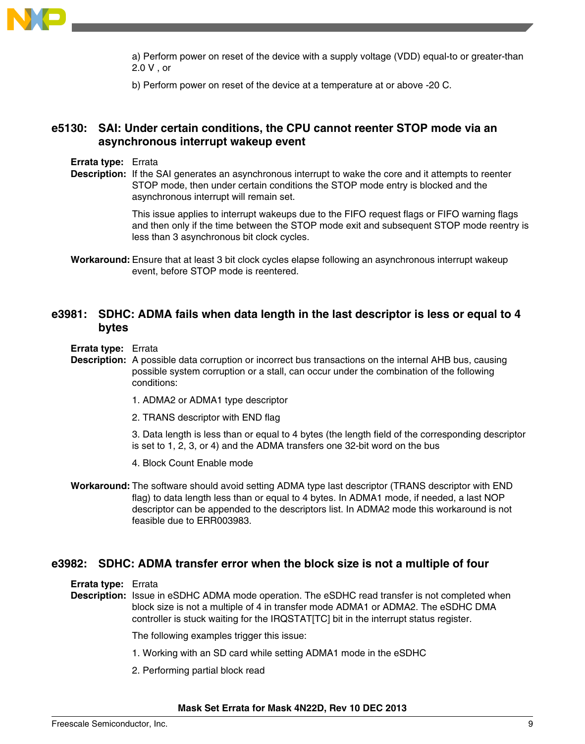a) Perform power on reset of the device with a supply voltage (VDD) equal-to or greater-than 2.0 V , or

b) Perform power on reset of the device at a temperature at or above -20 C.

## e5130: SAI: Under certain conditions, the CPU cannot reenter STOP mode via an asynchronous interrupt wakeup event

**Errata type:** Errata

**Description:** If the SAI generates an asynchronous interrupt to wake the core and it attempts to reenter STOP mode, then under certain conditions the STOP mode entry is blocked and the asynchronous interrupt will remain set.

This issue applies to interrupt wakeups due to the FIFO request flags or FIFO warning flags and then only if the time between the STOP mode exit and subsequent STOP mode reentry is less than 3 asynchronous bit clock cycles.

**Workaround:** Ensure that at least 3 bit clock cycles elapse following an asynchronous interrupt wakeup event, before STOP mode is reentered.

## e3981: SDHC: ADMA fails when data length in the last descriptor is less or equal to 4 bytes

**Errata type:** Errata

**Description:** A possible data corruption or incorrect bus transactions on the internal AHB bus, causing possible system corruption or a stall, can occur under the combination of the following conditions:

1. ADMA2 or ADMA1 type descriptor

2. TRANS descriptor with END flag

3. Data length is less than or equal to 4 bytes (the length field of the corresponding descriptor is set to 1, 2, 3, or 4) and the ADMA transfers one 32-bit word on the bus

4. Block Count Enable mode

**Workaround:** The software should avoid setting ADMA type last descriptor (TRANS descriptor with END flag) to data length less than or equal to 4 bytes. In ADMA1 mode, if needed, a last NOP descriptor can be appended to the descriptors list. In ADMA2 mode this workaround is not feasible due to ERR003983.

## e3982: SDHC: ADMA transfer error when the block size is not a multiple of four

**Errata type:** Errata

**Description:** Issue in eSDHC ADMA mode operation. The eSDHC read transfer is not completed when block size is not a multiple of 4 in transfer mode ADMA1 or ADMA2. The eSDHC DMA controller is stuck waiting for the IRQSTAT[TC] bit in the interrupt status register.

The following examples trigger this issue:

1. Working with an SD card while setting ADMA1 mode in the eSDHC

2. Performing partial block read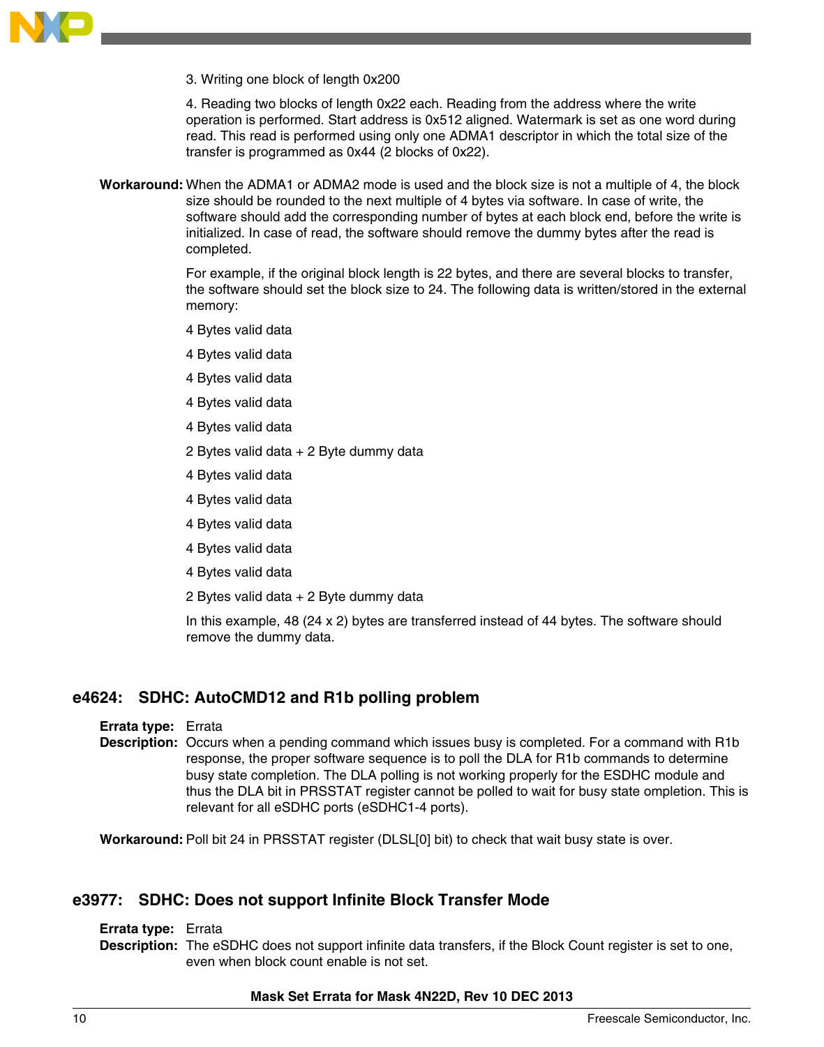3. Writing one block of length 0x200

4. Reading two blocks of length 0x22 each. Reading from the address where the write operation is performed. Start address is 0x512 aligned. Watermark is set as one word during read. This read is performed using only one ADMA1 descriptor in which the total size of the transfer is programmed as 0x44 (2 blocks of 0x22).

**Workaround:** When the ADMA1 or ADMA2 mode is used and the block size is not a multiple of 4, the block size should be rounded to the next multiple of 4 bytes via software. In case of write, the software should add the corresponding number of bytes at each block end, before the write is initialized. In case of read, the software should remove the dummy bytes after the read is completed.

For example, if the original block length is 22 bytes, and there are several blocks to transfer, the software should set the block size to 24. The following data is written/stored in the external memory:

4 Bytes valid data

4 Bytes valid data

4 Bytes valid data

4 Bytes valid data

4 Bytes valid data

2 Bytes valid data + 2 Byte dummy data

4 Bytes valid data

4 Bytes valid data

4 Bytes valid data

4 Bytes valid data

4 Bytes valid data

2 Bytes valid data + 2 Byte dummy data

In this example, 48 (24 x 2) bytes are transferred instead of 44 bytes. The software should remove the dummy data.

## e4624: SDHC: AutoCMD12 and R1b polling problem

**Errata type:** Errata

**Description:** Occurs when a pending command which issues busy is completed. For a command with R1b response, the proper software sequence is to poll the DLA for R1b commands to determine busy state completion. The DLA polling is not working properly for the ESDHC module and thus the DLA bit in PRSSTAT register cannot be polled to wait for busy state ompletion. This is relevant for all eSDHC ports (eSDHC1-4 ports).

**Workaround:** Poll bit 24 in PRSSTAT register (DLSL[0] bit) to check that wait busy state is over.

## e3977: SDHC: Does not support Infinite Block Transfer Mode

**Errata type:** Errata

**Description:** The eSDHC does not support infinite data transfers, if the Block Count register is set to one, even when block count enable is not set.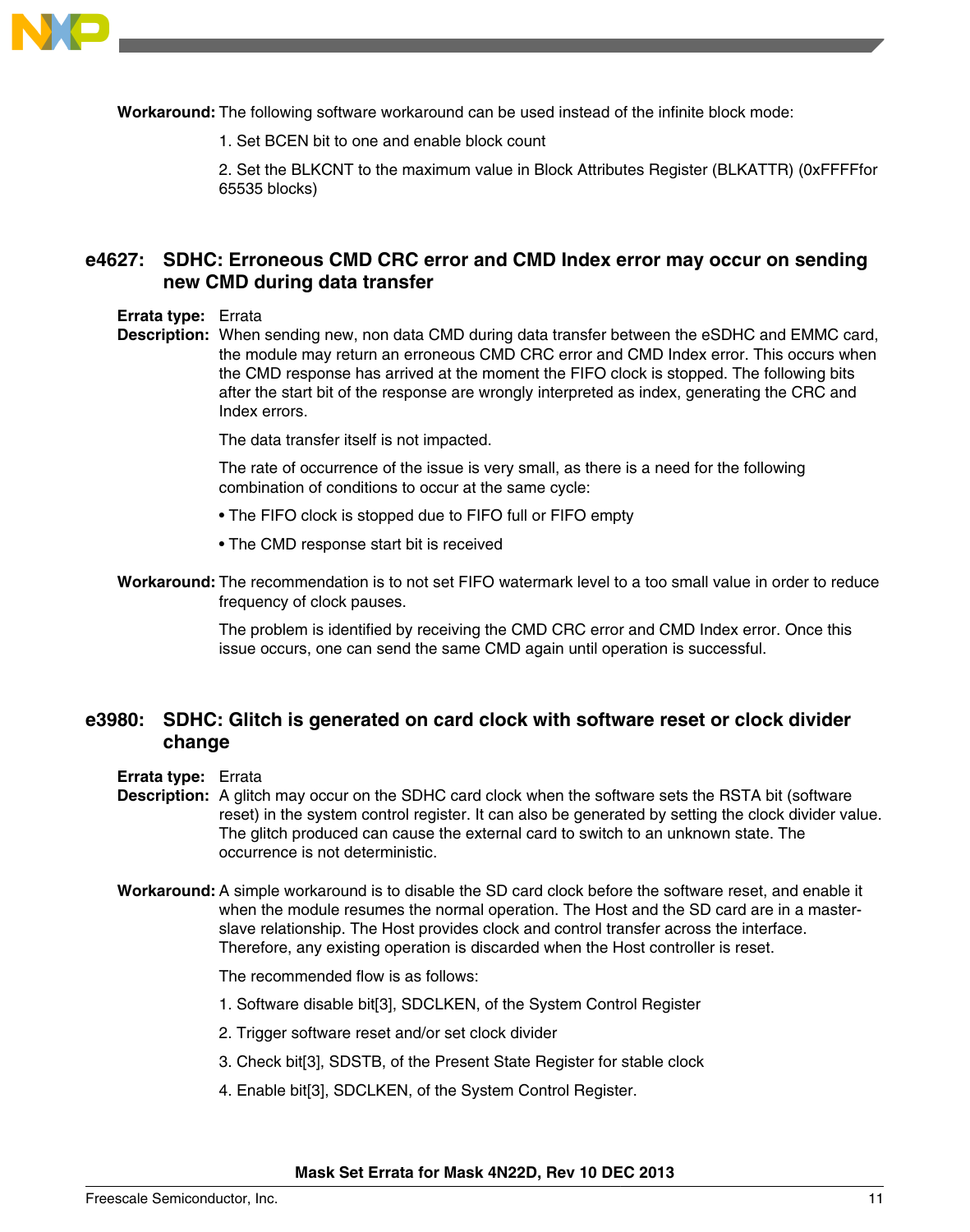**Workaround:** The following software workaround can be used instead of the infinite block mode:

1. Set BCEN bit to one and enable block count

2. Set the BLKCNT to the maximum value in Block Attributes Register (BLKATTR) (0xFFFFfor 65535 blocks)

## e4627: SDHC: Erroneous CMD CRC error and CMD Index error may occur on sending new CMD during data transfer

**Errata type:** Errata

**Description:** When sending new, non data CMD during data transfer between the eSDHC and EMMC card, the module may return an erroneous CMD CRC error and CMD Index error. This occurs when the CMD response has arrived at the moment the FIFO clock is stopped. The following bits after the start bit of the response are wrongly interpreted as index, generating the CRC and Index errors.

The data transfer itself is not impacted.

The rate of occurrence of the issue is very small, as there is a need for the following combination of conditions to occur at the same cycle:

- The FIFO clock is stopped due to FIFO full or FIFO empty
- The CMD response start bit is received

**Workaround:** The recommendation is to not set FIFO watermark level to a too small value in order to reduce frequency of clock pauses.

The problem is identified by receiving the CMD CRC error and CMD Index error. Once this issue occurs, one can send the same CMD again until operation is successful.

## e3980: SDHC: Glitch is generated on card clock with software reset or clock divider change

**Errata type:** Errata

**Description:** A glitch may occur on the SDHC card clock when the software sets the RSTA bit (software reset) in the system control register. It can also be generated by setting the clock divider value. The glitch produced can cause the external card to switch to an unknown state. The occurrence is not deterministic.

**Workaround:** A simple workaround is to disable the SD card clock before the software reset, and enable it when the module resumes the normal operation. The Host and the SD card are in a master-slave relationship. The Host provides clock and control transfer across the interface. Therefore, any existing operation is discarded when the Host controller is reset.

The recommended flow is as follows:

1. Software disable bit[3], SDCLKEN, of the System Control Register

2. Trigger software reset and/or set clock divider

3. Check bit[3], SDSTB, of the Present State Register for stable clock

4. Enable bit[3], SDCLKEN, of the System Control Register.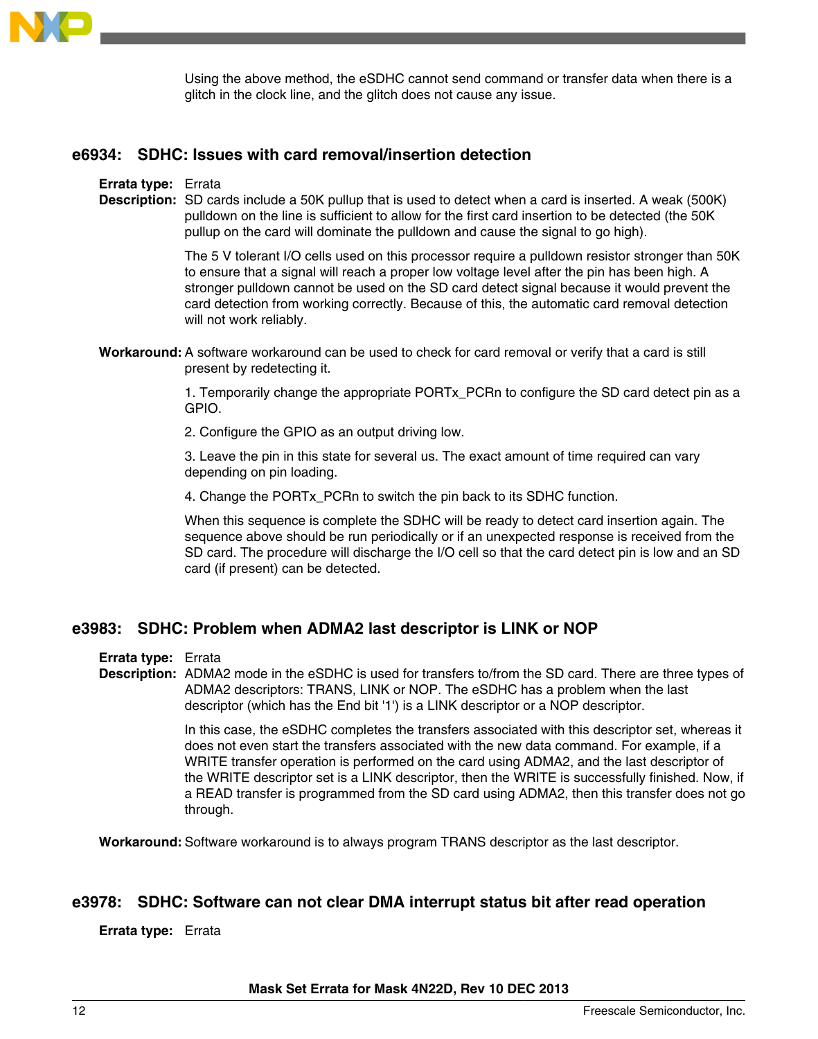Using the above method, the eSDHC cannot send command or transfer data when there is a glitch in the clock line, and the glitch does not cause any issue.

## e6934: SDHC: Issues with card removal/insertion detection

**Errata type:** Errata

**Description:** SD cards include a 50K pullup that is used to detect when a card is inserted. A weak (500K) pulldown on the line is sufficient to allow for the first card insertion to be detected (the 50K pullup on the card will dominate the pulldown and cause the signal to go high).

The 5 V tolerant I/O cells used on this processor require a pulldown resistor stronger than 50K to ensure that a signal will reach a proper low voltage level after the pin has been high. A stronger pulldown cannot be used on the SD card detect signal because it would prevent the card detection from working correctly. Because of this, the automatic card removal detection will not work reliably.

**Workaround:** A software workaround can be used to check for card removal or verify that a card is still present by redetecting it.

1. Temporarily change the appropriate PORTx_PCRn to configure the SD card detect pin as a GPIO.

2. Configure the GPIO as an output driving low.

3. Leave the pin in this state for several us. The exact amount of time required can vary depending on pin loading.

4. Change the PORTx_PCRn to switch the pin back to its SDHC function.

When this sequence is complete the SDHC will be ready to detect card insertion again. The sequence above should be run periodically or if an unexpected response is received from the SD card. The procedure will discharge the I/O cell so that the card detect pin is low and an SD card (if present) can be detected.

## e3983: SDHC: Problem when ADMA2 last descriptor is LINK or NOP

**Errata type:** Errata

**Description:** ADMA2 mode in the eSDHC is used for transfers to/from the SD card. There are three types of ADMA2 descriptors: TRANS, LINK or NOP. The eSDHC has a problem when the last descriptor (which has the End bit '1') is a LINK descriptor or a NOP descriptor.

In this case, the eSDHC completes the transfers associated with this descriptor set, whereas it does not even start the transfers associated with the new data command. For example, if a WRITE transfer operation is performed on the card using ADMA2, and the last descriptor of the WRITE descriptor set is a LINK descriptor, then the WRITE is successfully finished. Now, if a READ transfer is programmed from the SD card using ADMA2, then this transfer does not go through.

**Workaround:** Software workaround is to always program TRANS descriptor as the last descriptor.

## e3978: SDHC: Software can not clear DMA interrupt status bit after read operation

**Errata type:** Errata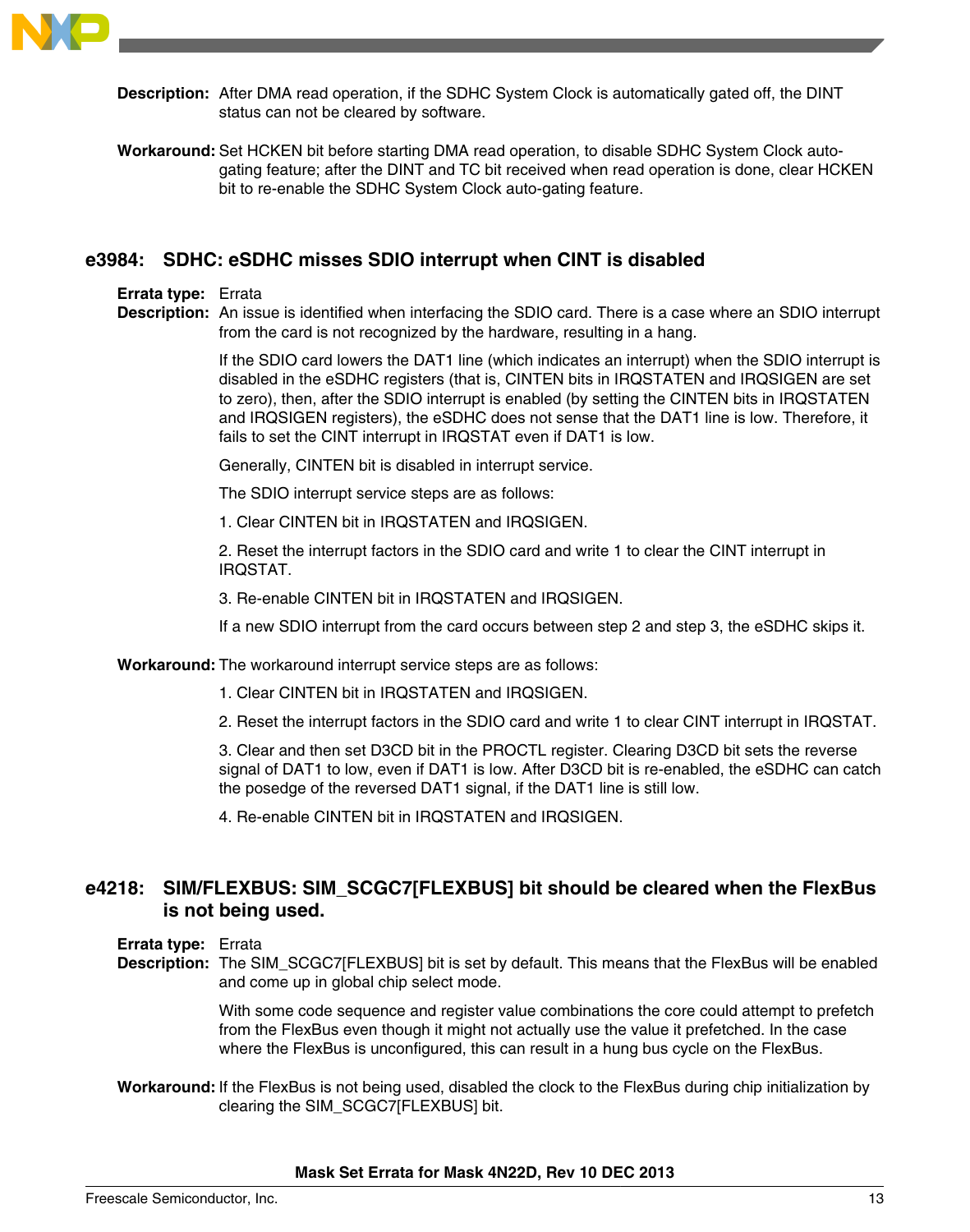**Description:** After DMA read operation, if the SDHC System Clock is automatically gated off, the DINT status can not be cleared by software.

**Workaround:** Set HCKEN bit before starting DMA read operation, to disable SDHC System Clock auto-gating feature; after the DINT and TC bit received when read operation is done, clear HCKEN bit to re-enable the SDHC System Clock auto-gating feature.

## e3984: SDHC: eSDHC misses SDIO interrupt when CINT is disabled

**Errata type:** Errata

**Description:** An issue is identified when interfacing the SDIO card. There is a case where an SDIO interrupt from the card is not recognized by the hardware, resulting in a hang.

If the SDIO card lowers the DAT1 line (which indicates an interrupt) when the SDIO interrupt is disabled in the eSDHC registers (that is, CINTEN bits in IRQSTATEN and IRQSIGEN are set to zero), then, after the SDIO interrupt is enabled (by setting the CINTEN bits in IRQSTATEN and IRQSIGEN registers), the eSDHC does not sense that the DAT1 line is low. Therefore, it fails to set the CINT interrupt in IRQSTAT even if DAT1 is low.

Generally, CINTEN bit is disabled in interrupt service.

The SDIO interrupt service steps are as follows:

1. Clear CINTEN bit in IRQSTATEN and IRQSIGEN.

2. Reset the interrupt factors in the SDIO card and write 1 to clear the CINT interrupt in IRQSTAT.

3. Re-enable CINTEN bit in IRQSTATEN and IRQSIGEN.

If a new SDIO interrupt from the card occurs between step 2 and step 3, the eSDHC skips it.

**Workaround:** The workaround interrupt service steps are as follows:

1. Clear CINTEN bit in IRQSTATEN and IRQSIGEN.

2. Reset the interrupt factors in the SDIO card and write 1 to clear CINT interrupt in IRQSTAT.

3. Clear and then set D3CD bit in the PROCTL register. Clearing D3CD bit sets the reverse signal of DAT1 to low, even if DAT1 is low. After D3CD bit is re-enabled, the eSDHC can catch the posedge of the reversed DAT1 signal, if the DAT1 line is still low.

4. Re-enable CINTEN bit in IRQSTATEN and IRQSIGEN.

## e4218: SIM/FLEXBUS: SIM_SCGC7[FLEXBUS] bit should be cleared when the FlexBus is not being used.

**Errata type:** Errata

**Description:** The SIM_SCGC7[FLEXBUS] bit is set by default. This means that the FlexBus will be enabled and come up in global chip select mode.

With some code sequence and register value combinations the core could attempt to prefetch from the FlexBus even though it might not actually use the value it prefetched. In the case where the FlexBus is unconfigured, this can result in a hung bus cycle on the FlexBus.

**Workaround:** If the FlexBus is not being used, disabled the clock to the FlexBus during chip initialization by clearing the SIM_SCGC7[FLEXBUS] bit.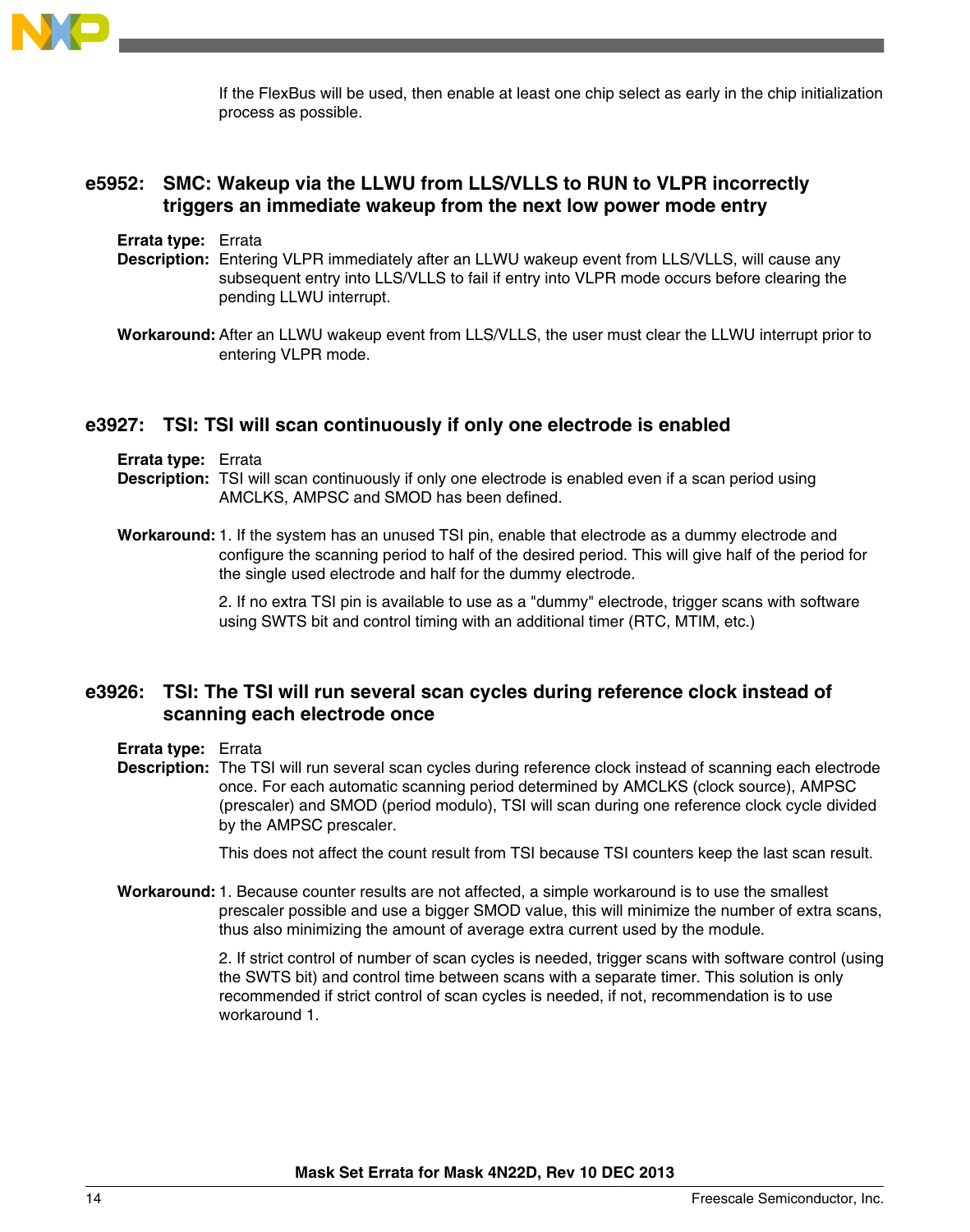If the FlexBus will be used, then enable at least one chip select as early in the chip initialization process as possible.

## e5952: SMC: Wakeup via the LLWU from LLS/VLLS to RUN to VLPR incorrectly triggers an immediate wakeup from the next low power mode entry

**Errata type:** Errata

**Description:** Entering VLPR immediately after an LLWU wakeup event from LLS/VLLS, will cause any subsequent entry into LLS/VLLS to fail if entry into VLPR mode occurs before clearing the pending LLWU interrupt.

**Workaround:** After an LLWU wakeup event from LLS/VLLS, the user must clear the LLWU interrupt prior to entering VLPR mode.

## e3927: TSI: TSI will scan continuously if only one electrode is enabled

**Errata type:** Errata

**Description:** TSI will scan continuously if only one electrode is enabled even if a scan period using AMCLKS, AMPSC and SMOD has been defined.

**Workaround:** 1. If the system has an unused TSI pin, enable that electrode as a dummy electrode and configure the scanning period to half of the desired period. This will give half of the period for the single used electrode and half for the dummy electrode.

2. If no extra TSI pin is available to use as a "dummy" electrode, trigger scans with software using SWTS bit and control timing with an additional timer (RTC, MTIM, etc.)

## e3926: TSI: The TSI will run several scan cycles during reference clock instead of scanning each electrode once

**Errata type:** Errata

**Description:** The TSI will run several scan cycles during reference clock instead of scanning each electrode once. For each automatic scanning period determined by AMCLKS (clock source), AMPSC (prescaler) and SMOD (period modulo), TSI will scan during one reference clock cycle divided by the AMPSC prescaler.

This does not affect the count result from TSI because TSI counters keep the last scan result.

**Workaround:** 1. Because counter results are not affected, a simple workaround is to use the smallest prescaler possible and use a bigger SMOD value, this will minimize the number of extra scans, thus also minimizing the amount of average extra current used by the module.

2. If strict control of number of scan cycles is needed, trigger scans with software control (using the SWTS bit) and control time between scans with a separate timer. This solution is only recommended if strict control of scan cycles is needed, if not, recommendation is to use workaround 1.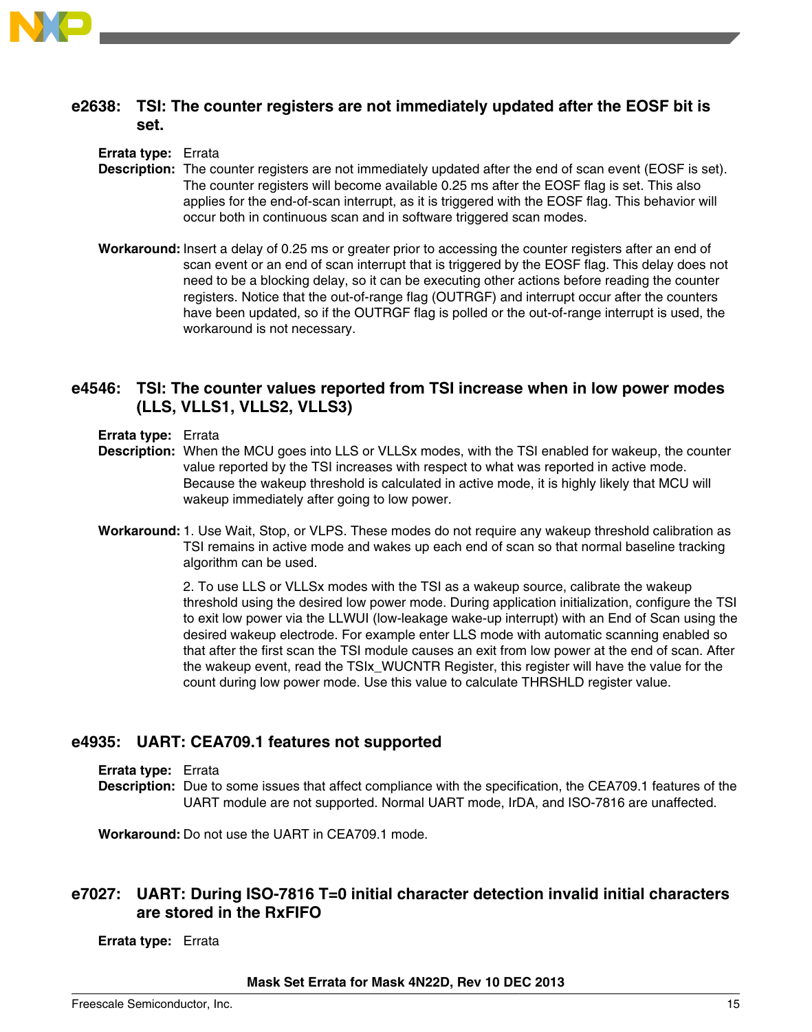## e2638: TSI: The counter registers are not immediately updated after the EOSF bit is set.

**Errata type:** Errata

**Description:** The counter registers are not immediately updated after the end of scan event (EOSF is set). The counter registers will become available 0.25 ms after the EOSF flag is set. This also applies for the end-of-scan interrupt, as it is triggered with the EOSF flag. This behavior will occur both in continuous scan and in software triggered scan modes.

**Workaround:** Insert a delay of 0.25 ms or greater prior to accessing the counter registers after an end of scan event or an end of scan interrupt that is triggered by the EOSF flag. This delay does not need to be a blocking delay, so it can be executing other actions before reading the counter registers. Notice that the out-of-range flag (OUTRGF) and interrupt occur after the counters have been updated, so if the OUTRGF flag is polled or the out-of-range interrupt is used, the workaround is not necessary.

## e4546: TSI: The counter values reported from TSI increase when in low power modes (LLS, VLLS1, VLLS2, VLLS3)

**Errata type:** Errata

**Description:** When the MCU goes into LLS or VLLSx modes, with the TSI enabled for wakeup, the counter value reported by the TSI increases with respect to what was reported in active mode. Because the wakeup threshold is calculated in active mode, it is highly likely that MCU will wakeup immediately after going to low power.

**Workaround:** 1. Use Wait, Stop, or VLPS. These modes do not require any wakeup threshold calibration as TSI remains in active mode and wakes up each end of scan so that normal baseline tracking algorithm can be used.

2. To use LLS or VLLSx modes with the TSI as a wakeup source, calibrate the wakeup threshold using the desired low power mode. During application initialization, configure the TSI to exit low power via the LLWUI (low-leakage wake-up interrupt) with an End of Scan using the desired wakeup electrode. For example enter LLS mode with automatic scanning enabled so that after the first scan the TSI module causes an exit from low power at the end of scan. After the wakeup event, read the TSIx_WUCNTR Register, this register will have the value for the count during low power mode. Use this value to calculate THRSHLD register value.

## e4935: UART: CEA709.1 features not supported

**Errata type:** Errata

**Description:** Due to some issues that affect compliance with the specification, the CEA709.1 features of the UART module are not supported. Normal UART mode, IrDA, and ISO-7816 are unaffected.

**Workaround:** Do not use the UART in CEA709.1 mode.

## e7027: UART: During ISO-7816 T=0 initial character detection invalid initial characters are stored in the RxFIFO

**Errata type:** Errata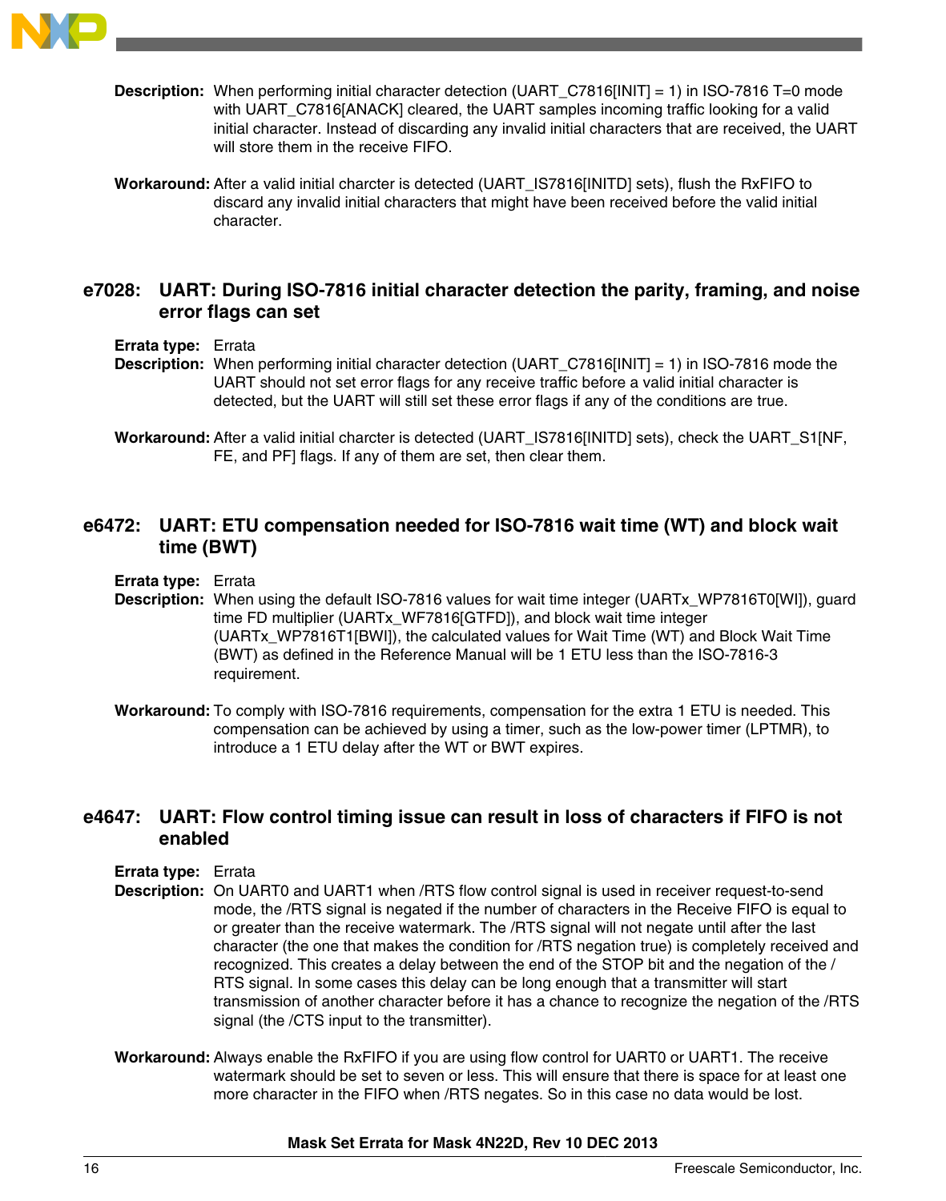**Description:** When performing initial character detection (UART_C7816[INIT] = 1) in ISO-7816 T=0 mode with UART_C7816[ANACK] cleared, the UART samples incoming traffic looking for a valid initial character. Instead of discarding any invalid initial characters that are received, the UART will store them in the receive FIFO.

**Workaround:** After a valid initial charcter is detected (UART_IS7816[INITD] sets), flush the RxFIFO to discard any invalid initial characters that might have been received before the valid initial character.

## e7028: UART: During ISO-7816 initial character detection the parity, framing, and noise error flags can set

**Errata type:** Errata

**Description:** When performing initial character detection (UART_C7816[INIT] = 1) in ISO-7816 mode the UART should not set error flags for any receive traffic before a valid initial character is detected, but the UART will still set these error flags if any of the conditions are true.

**Workaround:** After a valid initial charcter is detected (UART_IS7816[INITD] sets), check the UART_S1[NF, FE, and PF] flags. If any of them are set, then clear them.

## e6472: UART: ETU compensation needed for ISO-7816 wait time (WT) and block wait time (BWT)

**Errata type:** Errata

**Description:** When using the default ISO-7816 values for wait time integer (UARTx_WP7816T0[WI]), guard time FD multiplier (UARTx_WF7816[GTFD]), and block wait time integer (UARTx_WP7816T1[BWI]), the calculated values for Wait Time (WT) and Block Wait Time (BWT) as defined in the Reference Manual will be 1 ETU less than the ISO-7816-3 requirement.

**Workaround:** To comply with ISO-7816 requirements, compensation for the extra 1 ETU is needed. This compensation can be achieved by using a timer, such as the low-power timer (LPTMR), to introduce a 1 ETU delay after the WT or BWT expires.

## e4647: UART: Flow control timing issue can result in loss of characters if FIFO is not enabled

**Errata type:** Errata

**Description:** On UART0 and UART1 when /RTS flow control signal is used in receiver request-to-send mode, the /RTS signal is negated if the number of characters in the Receive FIFO is equal to or greater than the receive watermark. The /RTS signal will not negate until after the last character (the one that makes the condition for /RTS negation true) is completely received and recognized. This creates a delay between the end of the STOP bit and the negation of the /RTS signal. In some cases this delay can be long enough that a transmitter will start transmission of another character before it has a chance to recognize the negation of the /RTS signal (the /CTS input to the transmitter).

**Workaround:** Always enable the RxFIFO if you are using flow control for UART0 or UART1. The receive watermark should be set to seven or less. This will ensure that there is space for at least one more character in the FIFO when /RTS negates. So in this case no data would be lost.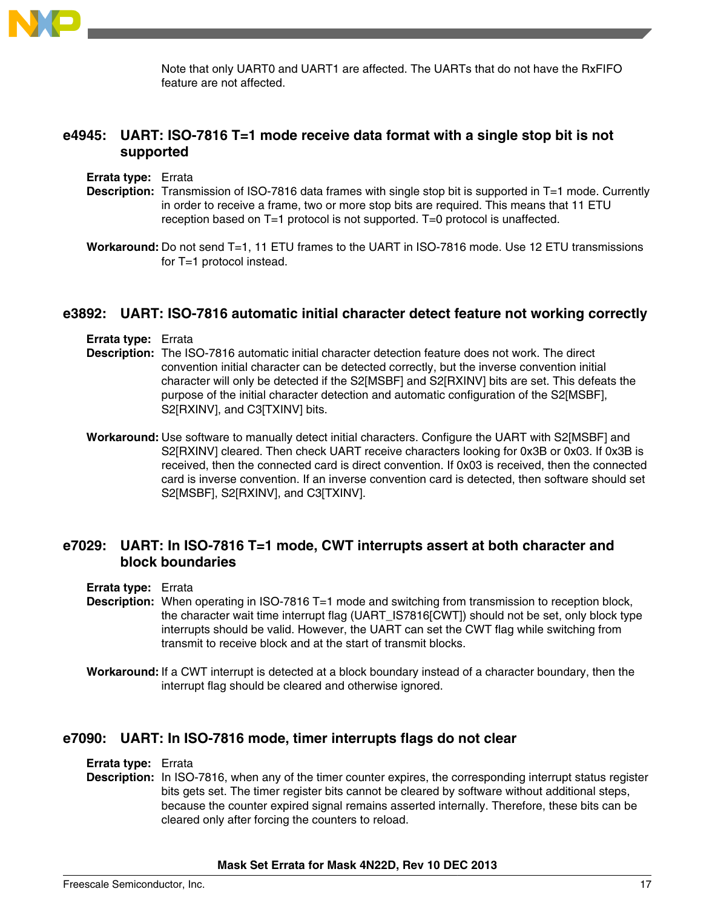Note that only UART0 and UART1 are affected. The UARTs that do not have the RxFIFO feature are not affected.

## e4945: UART: ISO-7816 T=1 mode receive data format with a single stop bit is not supported

**Errata type:** Errata

**Description:** Transmission of ISO-7816 data frames with single stop bit is supported in T=1 mode. Currently in order to receive a frame, two or more stop bits are required. This means that 11 ETU reception based on T=1 protocol is not supported. T=0 protocol is unaffected.

**Workaround:** Do not send T=1, 11 ETU frames to the UART in ISO-7816 mode. Use 12 ETU transmissions for T=1 protocol instead.

## e3892: UART: ISO-7816 automatic initial character detect feature not working correctly

**Errata type:** Errata

**Description:** The ISO-7816 automatic initial character detection feature does not work. The direct convention initial character can be detected correctly, but the inverse convention initial character will only be detected if the S2[MSBF] and S2[RXINV] bits are set. This defeats the purpose of the initial character detection and automatic configuration of the S2[MSBF], S2[RXINV], and C3[TXINV] bits.

**Workaround:** Use software to manually detect initial characters. Configure the UART with S2[MSBF] and S2[RXINV] cleared. Then check UART receive characters looking for 0x3B or 0x03. If 0x3B is received, then the connected card is direct convention. If 0x03 is received, then the connected card is inverse convention. If an inverse convention card is detected, then software should set S2[MSBF], S2[RXINV], and C3[TXINV].

## e7029: UART: In ISO-7816 T=1 mode, CWT interrupts assert at both character and block boundaries

**Errata type:** Errata

**Description:** When operating in ISO-7816 T=1 mode and switching from transmission to reception block, the character wait time interrupt flag (UART_IS7816[CWT]) should not be set, only block type interrupts should be valid. However, the UART can set the CWT flag while switching from transmit to receive block and at the start of transmit blocks.

**Workaround:** If a CWT interrupt is detected at a block boundary instead of a character boundary, then the interrupt flag should be cleared and otherwise ignored.

## e7090: UART: In ISO-7816 mode, timer interrupts flags do not clear

**Errata type:** Errata

**Description:** In ISO-7816, when any of the timer counter expires, the corresponding interrupt status register bits gets set. The timer register bits cannot be cleared by software without additional steps, because the counter expired signal remains asserted internally. Therefore, these bits can be cleared only after forcing the counters to reload.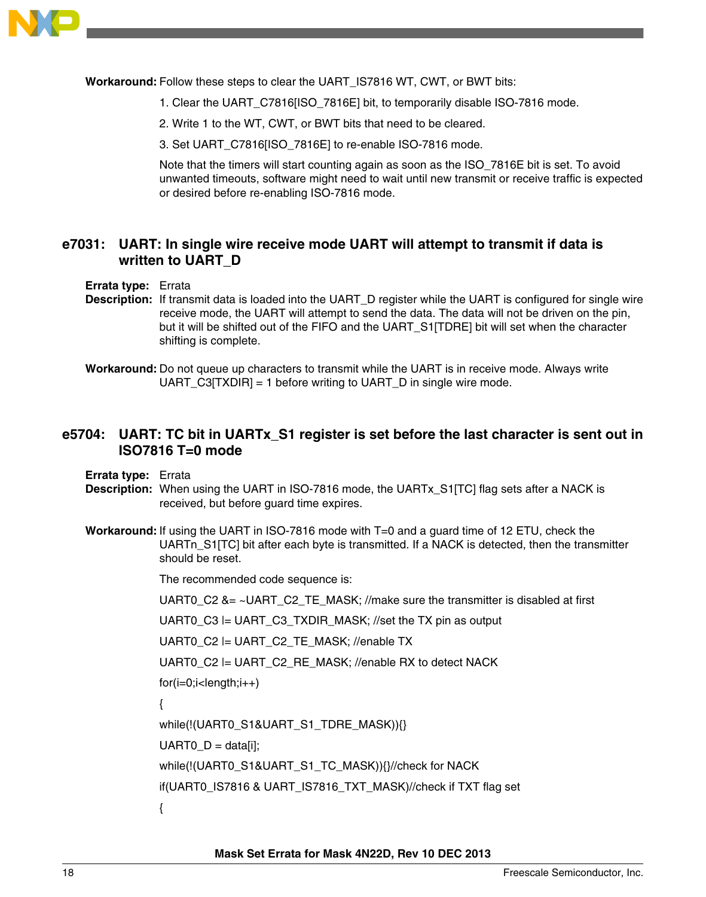**Workaround:** Follow these steps to clear the UART_IS7816 WT, CWT, or BWT bits:

1. Clear the UART_C7816[ISO_7816E] bit, to temporarily disable ISO-7816 mode.
2. Write 1 to the WT, CWT, or BWT bits that need to be cleared.
3. Set UART_C7816[ISO_7816E] to re-enable ISO-7816 mode.

Note that the timers will start counting again as soon as the ISO_7816E bit is set. To avoid unwanted timeouts, software might need to wait until new transmit or receive traffic is expected or desired before re-enabling ISO-7816 mode.

## e7031: UART: In single wire receive mode UART will attempt to transmit if data is written to UART_D

**Errata type:** Errata

**Description:** If transmit data is loaded into the UART_D register while the UART is configured for single wire receive mode, the UART will attempt to send the data. The data will not be driven on the pin, but it will be shifted out of the FIFO and the UART_S1[TDRE] bit will set when the character shifting is complete.

**Workaround:** Do not queue up characters to transmit while the UART is in receive mode. Always write UART_C3[TXDIR] = 1 before writing to UART_D in single wire mode.

## e5704: UART: TC bit in UARTx_S1 register is set before the last character is sent out in ISO7816 T=0 mode

**Errata type:** Errata

**Description:** When using the UART in ISO-7816 mode, the UARTx_S1[TC] flag sets after a NACK is received, but before guard time expires.

**Workaround:** If using the UART in ISO-7816 mode with T=0 and a guard time of 12 ETU, check the UARTn_S1[TC] bit after each byte is transmitted. If a NACK is detected, then the transmitter should be reset.

The recommended code sequence is:

```
UART0_C2 &= ~UART_C2_TE_MASK; //make sure the transmitter is disabled at first

UART0_C3 |= UART_C3_TXDIR_MASK; //set the TX pin as output

UART0_C2 |= UART_C2_TE_MASK; //enable TX

UART0_C2 |= UART_C2_RE_MASK; //enable RX to detect NACK

for(i=0;i<length;i++)

{

while(!(UART0_S1&UART_S1_TDRE_MASK)){}

UART0_D = data[i];

while(!(UART0_S1&UART_S1_TC_MASK)){}//check for NACK

if(UART0_IS7816 & UART_IS7816_TXT_MASK)//check if TXT flag set

{
```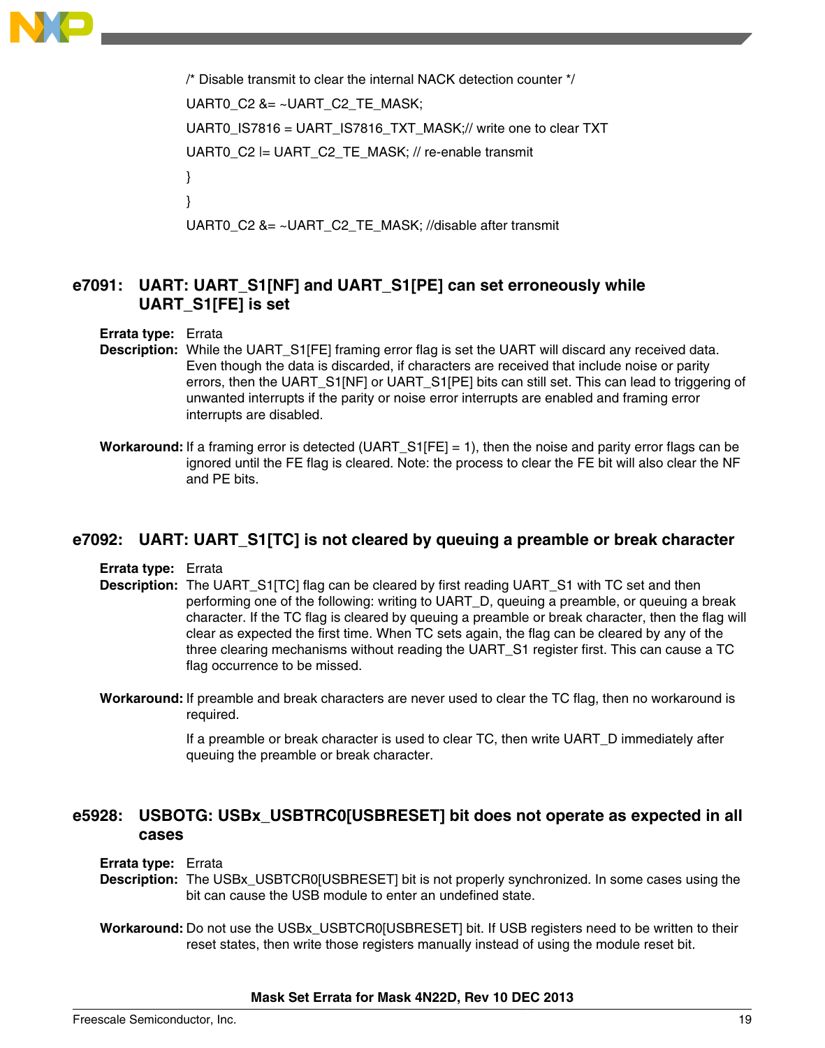```
/* Disable transmit to clear the internal NACK detection counter */
UART0_C2 &= ~UART_C2_TE_MASK;
UART0_IS7816 = UART_IS7816_TXT_MASK;// write one to clear TXT
UART0_C2 |= UART_C2_TE_MASK; // re-enable transmit
}
}
UART0_C2 &= ~UART_C2_TE_MASK; //disable after transmit
```

## e7091: UART: UART_S1[NF] and UART_S1[PE] can set erroneously while UART_S1[FE] is set

**Errata type:** Errata

**Description:** While the UART_S1[FE] framing error flag is set the UART will discard any received data. Even though the data is discarded, if characters are received that include noise or parity errors, then the UART_S1[NF] or UART_S1[PE] bits can still set. This can lead to triggering of unwanted interrupts if the parity or noise error interrupts are enabled and framing error interrupts are disabled.

**Workaround:** If a framing error is detected (UART_S1[FE] = 1), then the noise and parity error flags can be ignored until the FE flag is cleared. Note: the process to clear the FE bit will also clear the NF and PE bits.

## e7092: UART: UART_S1[TC] is not cleared by queuing a preamble or break character

**Errata type:** Errata

**Description:** The UART_S1[TC] flag can be cleared by first reading UART_S1 with TC set and then performing one of the following: writing to UART_D, queuing a preamble, or queuing a break character. If the TC flag is cleared by queuing a preamble or break character, then the flag will clear as expected the first time. When TC sets again, the flag can be cleared by any of the three clearing mechanisms without reading the UART_S1 register first. This can cause a TC flag occurrence to be missed.

**Workaround:** If preamble and break characters are never used to clear the TC flag, then no workaround is required.

If a preamble or break character is used to clear TC, then write UART_D immediately after queuing the preamble or break character.

## e5928: USBOTG: USBx_USBTRC0[USBRESET] bit does not operate as expected in all cases

**Errata type:** Errata

**Description:** The USBx_USBTCR0[USBRESET] bit is not properly synchronized. In some cases using the bit can cause the USB module to enter an undefined state.

**Workaround:** Do not use the USBx_USBTCR0[USBRESET] bit. If USB registers need to be written to their reset states, then write those registers manually instead of using the module reset bit.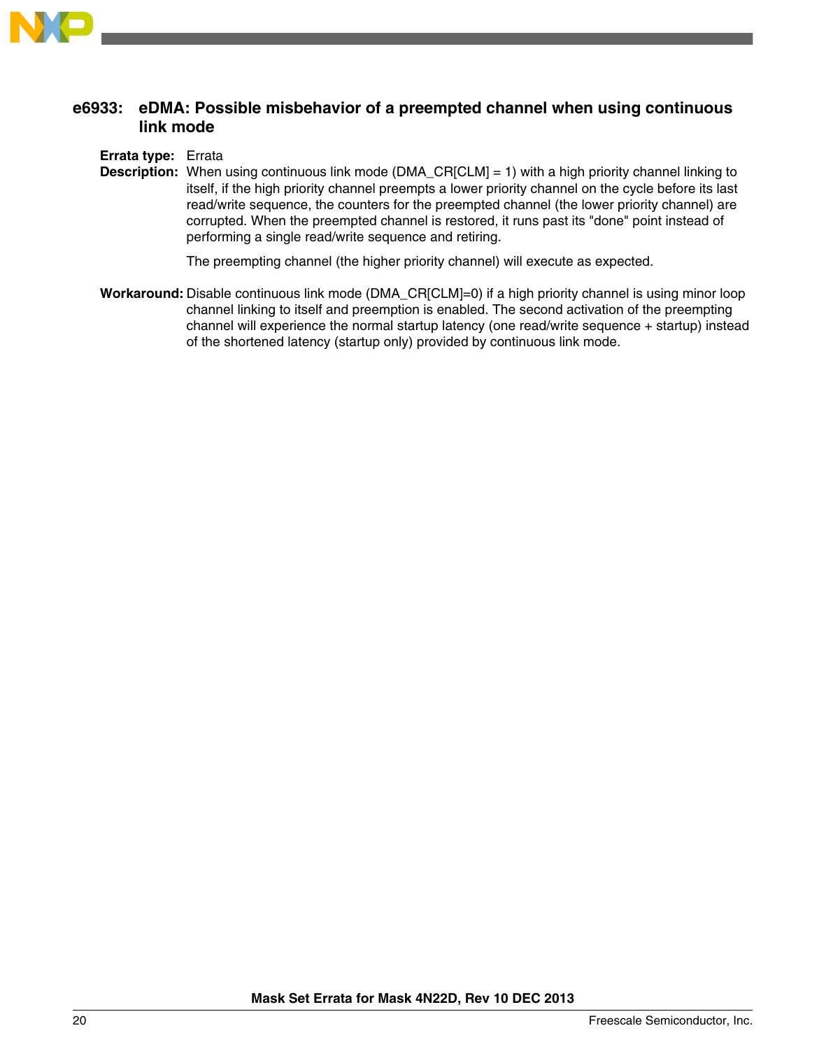## e6933: eDMA: Possible misbehavior of a preempted channel when using continuous link mode

**Errata type:** Errata

**Description:** When using continuous link mode (DMA_CR[CLM] = 1) with a high priority channel linking to itself, if the high priority channel preempts a lower priority channel on the cycle before its last read/write sequence, the counters for the preempted channel (the lower priority channel) are corrupted. When the preempted channel is restored, it runs past its "done" point instead of performing a single read/write sequence and retiring.

The preempting channel (the higher priority channel) will execute as expected.

**Workaround:** Disable continuous link mode (DMA_CR[CLM]=0) if a high priority channel is using minor loop channel linking to itself and preemption is enabled. The second activation of the preempting channel will experience the normal startup latency (one read/write sequence + startup) instead of the shortened latency (startup only) provided by continuous link mode.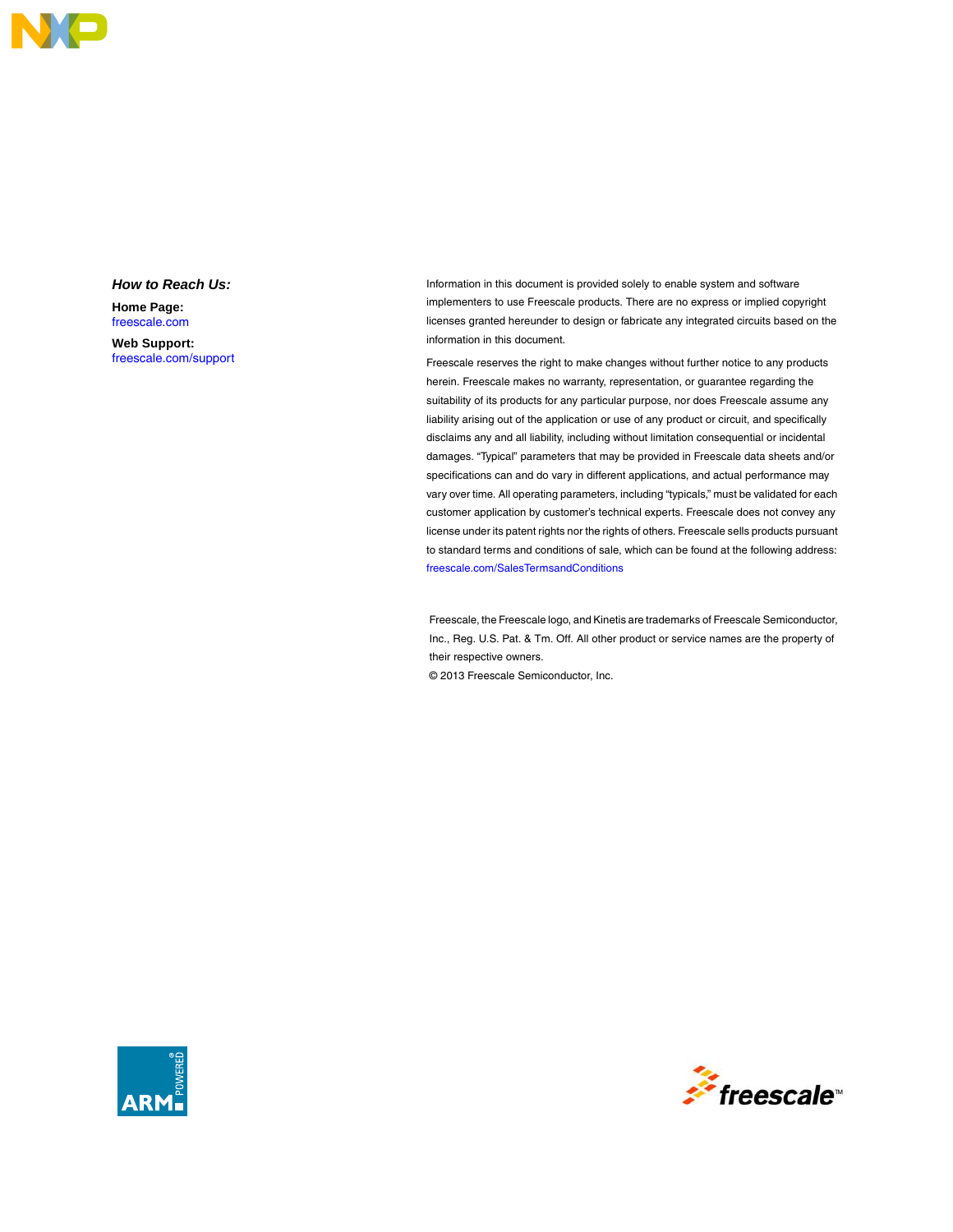*How to Reach Us:*

**Home Page:**
freescale.com

**Web Support:**
freescale.com/support

Information in this document is provided solely to enable system and software implementers to use Freescale products. There are no express or implied copyright licenses granted hereunder to design or fabricate any integrated circuits based on the information in this document.

Freescale reserves the right to make changes without further notice to any products herein. Freescale makes no warranty, representation, or guarantee regarding the suitability of its products for any particular purpose, nor does Freescale assume any liability arising out of the application or use of any product or circuit, and specifically disclaims any and all liability, including without limitation consequential or incidental damages. "Typical" parameters that may be provided in Freescale data sheets and/or specifications can and do vary in different applications, and actual performance may vary over time. All operating parameters, including "typicals," must be validated for each customer application by customer's technical experts. Freescale does not convey any license under its patent rights nor the rights of others. Freescale sells products pursuant to standard terms and conditions of sale, which can be found at the following address: freescale.com/SalesTermsandConditions

Freescale, the Freescale logo, and Kinetis are trademarks of Freescale Semiconductor, Inc., Reg. U.S. Pat. & Tm. Off. All other product or service names are the property of their respective owners.

© 2013 Freescale Semiconductor, Inc.